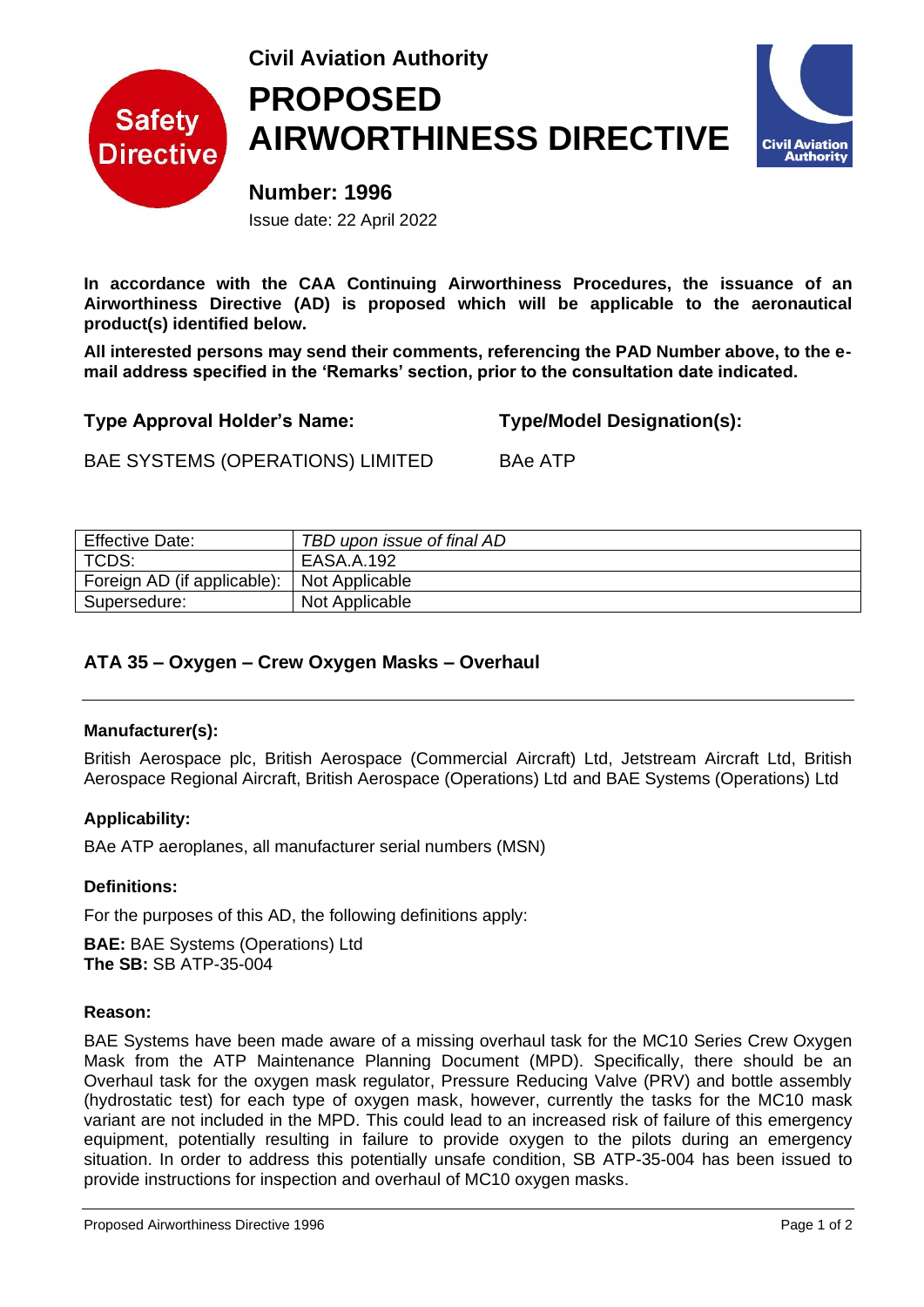Civil Aviation Authority

# PROPOSED AIRWORTHINESS DIRECTIVE

**Number: 1996**

Issue date: 22 April 2022

**In accordance with the CAA Continuing Airworthiness Procedures, the issuance of an Airworthiness Directive (AD) is proposed which will be applicable to the aeronautical product(s) identified below.**

**All interested persons may send their comments, referencing the PAD Number above, to the e-mail address specified in the 'Remarks' section, prior to the consultation date indicated.**

| **Type Approval Holder's Name:** | **Type/Model Designation(s):** |
|---|---|
| BAE SYSTEMS (OPERATIONS) LIMITED | BAe ATP |

| | |
|---|---|
| Effective Date: | *TBD upon issue of final AD* |
| TCDS: | EASA.A.192 |
| Foreign AD (if applicable): | Not Applicable |
| Supersedure: | Not Applicable |

## ATA 35 – Oxygen – Crew Oxygen Masks – Overhaul

### Manufacturer(s):

British Aerospace plc, British Aerospace (Commercial Aircraft) Ltd, Jetstream Aircraft Ltd, British Aerospace Regional Aircraft, British Aerospace (Operations) Ltd and BAE Systems (Operations) Ltd

### Applicability:

BAe ATP aeroplanes, all manufacturer serial numbers (MSN)

### Definitions:

For the purposes of this AD, the following definitions apply:

**BAE:** BAE Systems (Operations) Ltd
**The SB:** SB ATP-35-004

### Reason:

BAE Systems have been made aware of a missing overhaul task for the MC10 Series Crew Oxygen Mask from the ATP Maintenance Planning Document (MPD). Specifically, there should be an Overhaul task for the oxygen mask regulator, Pressure Reducing Valve (PRV) and bottle assembly (hydrostatic test) for each type of oxygen mask, however, currently the tasks for the MC10 mask variant are not included in the MPD. This could lead to an increased risk of failure of this emergency equipment, potentially resulting in failure to provide oxygen to the pilots during an emergency situation. In order to address this potentially unsafe condition, SB ATP-35-004 has been issued to provide instructions for inspection and overhaul of MC10 oxygen masks.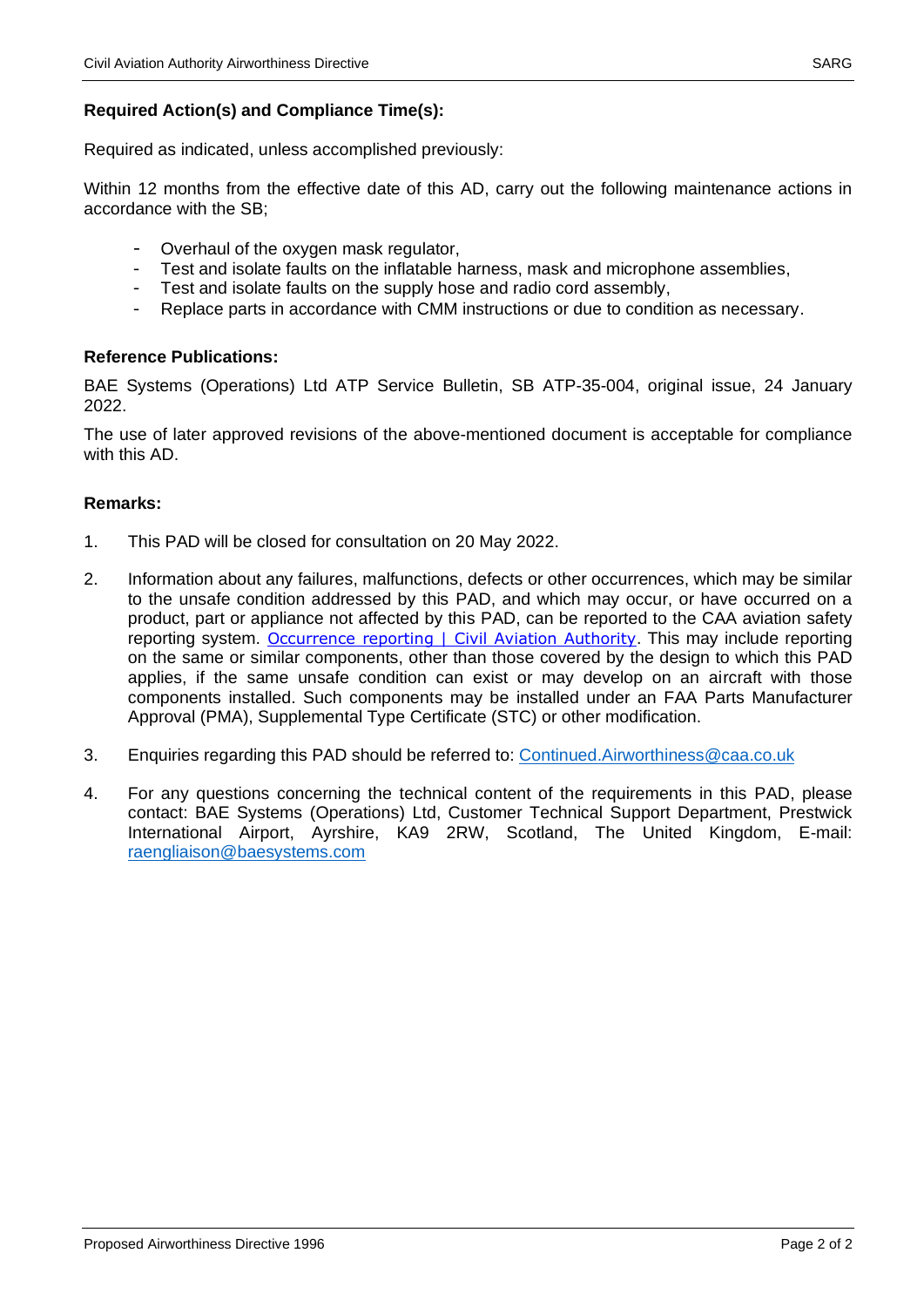**Required Action(s) and Compliance Time(s):**

Required as indicated, unless accomplished previously:

Within 12 months from the effective date of this AD, carry out the following maintenance actions in accordance with the SB;

- Overhaul of the oxygen mask regulator,
- Test and isolate faults on the inflatable harness, mask and microphone assemblies,
- Test and isolate faults on the supply hose and radio cord assembly,
- Replace parts in accordance with CMM instructions or due to condition as necessary.

**Reference Publications:**

BAE Systems (Operations) Ltd ATP Service Bulletin, SB ATP-35-004, original issue, 24 January 2022.

The use of later approved revisions of the above-mentioned document is acceptable for compliance with this AD.

**Remarks:**

1. This PAD will be closed for consultation on 20 May 2022.

2. Information about any failures, malfunctions, defects or other occurrences, which may be similar to the unsafe condition addressed by this PAD, and which may occur, or have occurred on a product, part or appliance not affected by this PAD, can be reported to the CAA aviation safety reporting system. Occurrence reporting | Civil Aviation Authority. This may include reporting on the same or similar components, other than those covered by the design to which this PAD applies, if the same unsafe condition can exist or may develop on an aircraft with those components installed. Such components may be installed under an FAA Parts Manufacturer Approval (PMA), Supplemental Type Certificate (STC) or other modification.

3. Enquiries regarding this PAD should be referred to: Continued.Airworthiness@caa.co.uk

4. For any questions concerning the technical content of the requirements in this PAD, please contact: BAE Systems (Operations) Ltd, Customer Technical Support Department, Prestwick International Airport, Ayrshire, KA9 2RW, Scotland, The United Kingdom, E-mail: raengliaison@baesystems.com